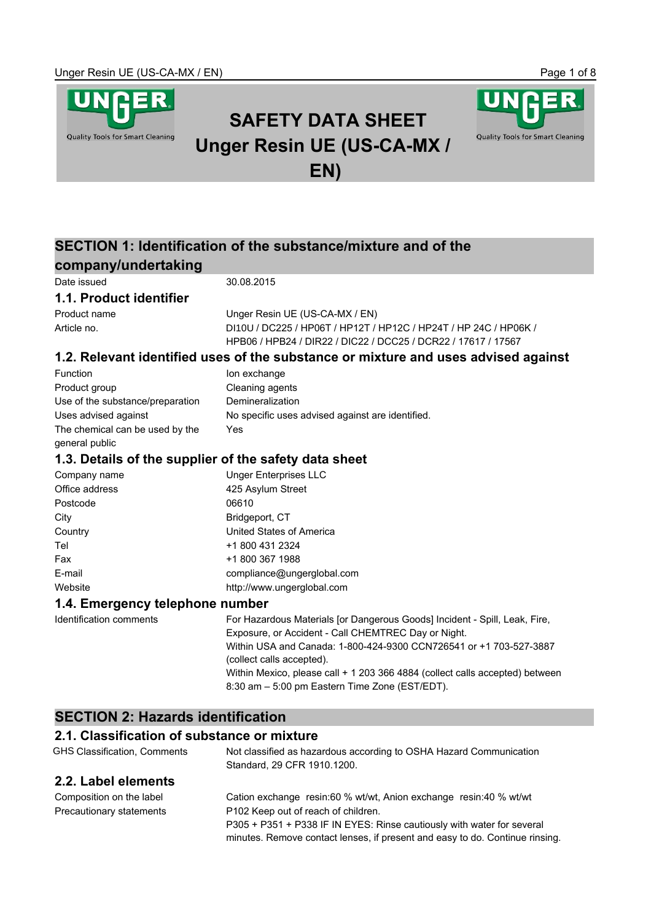# SAFETY DATA SHEET
# Unger Resin UE (US-CA-MX / EN)

## SECTION 1: Identification of the substance/mixture and of the company/undertaking

| | |
|---|---|
| Date issued | 30.08.2015 |

### 1.1. Product identifier

| | |
|---|---|
| Product name | Unger Resin UE (US-CA-MX / EN) |
| Article no. | DI10U / DC225 / HP06T / HP12T / HP12C / HP24T / HP 24C / HP06K / HPB06 / HPB24 / DIR22 / DIC22 / DCC25 / DCR22 / 17617 / 17567 |

### 1.2. Relevant identified uses of the substance or mixture and uses advised against

| | |
|---|---|
| Function | Ion exchange |
| Product group | Cleaning agents |
| Use of the substance/preparation | Demineralization |
| Uses advised against | No specific uses advised against are identified. |
| The chemical can be used by the general public | Yes |

### 1.3. Details of the supplier of the safety data sheet

| | |
|---|---|
| Company name | Unger Enterprises LLC |
| Office address | 425 Asylum Street |
| Postcode | 06610 |
| City | Bridgeport, CT |
| Country | United States of America |
| Tel | +1 800 431 2324 |
| Fax | +1 800 367 1988 |
| E-mail | compliance@ungerglobal.com |
| Website | http://www.ungerglobal.com |

### 1.4. Emergency telephone number

| | |
|---|---|
| Identification comments | For Hazardous Materials [or Dangerous Goods] Incident - Spill, Leak, Fire, Exposure, or Accident - Call CHEMTREC Day or Night.<br>Within USA and Canada: 1-800-424-9300 CCN726541 or +1 703-527-3887 (collect calls accepted).<br>Within Mexico, please call + 1 203 366 4884 (collect calls accepted) between 8:30 am – 5:00 pm Eastern Time Zone (EST/EDT). |

## SECTION 2: Hazards identification

### 2.1. Classification of substance or mixture

| | |
|---|---|
| GHS Classification, Comments | Not classified as hazardous according to OSHA Hazard Communication Standard, 29 CFR 1910.1200. |

### 2.2. Label elements

| | |
|---|---|
| Composition on the label | Cation exchange resin:60 % wt/wt, Anion exchange resin:40 % wt/wt |
| Precautionary statements | P102 Keep out of reach of children.<br>P305 + P351 + P338 IF IN EYES: Rinse cautiously with water for several minutes. Remove contact lenses, if present and easy to do. Continue rinsing. |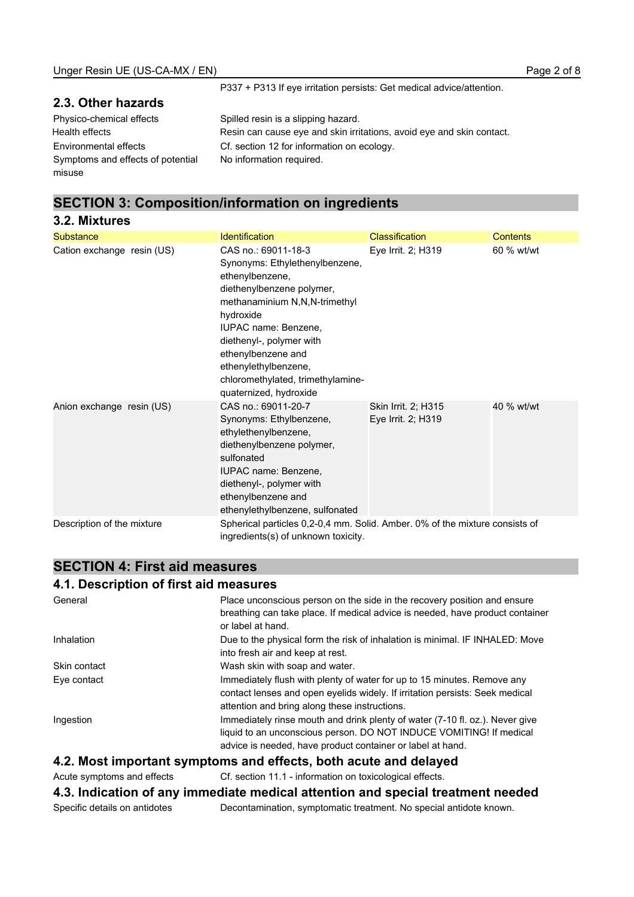P337 + P313 If eye irritation persists: Get medical advice/attention.

### 2.3. Other hazards

| | |
|---|---|
| Physico-chemical effects | Spilled resin is a slipping hazard. |
| Health effects | Resin can cause eye and skin irritations, avoid eye and skin contact. |
| Environmental effects | Cf. section 12 for information on ecology. |
| Symptoms and effects of potential misuse | No information required. |

## SECTION 3: Composition/information on ingredients

### 3.2. Mixtures

| Substance | Identification | Classification | Contents |
|---|---|---|---|
| Cation exchange resin (US) | CAS no.: 69011-18-3<br>Synonyms: Ethylethenylbenzene, ethenylbenzene, diethenylbenzene polymer, methanaminium N,N,N-trimethyl hydroxide<br>IUPAC name: Benzene, diethenyl-, polymer with ethenylbenzene and ethenylethylbenzene, chloromethylated, trimethylamine-quaternized, hydroxide | Eye Irrit. 2; H319 | 60 % wt/wt |
| Anion exchange resin (US) | CAS no.: 69011-20-7<br>Synonyms: Ethylbenzene, ethylethenylbenzene, diethenylbenzene polymer, sulfonated<br>IUPAC name: Benzene, diethenyl-, polymer with ethenylbenzene and ethenylethylbenzene, sulfonated | Skin Irrit. 2; H315<br>Eye Irrit. 2; H319 | 40 % wt/wt |

Description of the mixture: Spherical particles 0,2-0,4 mm. Solid. Amber. 0% of the mixture consists of ingredients(s) of unknown toxicity.

## SECTION 4: First aid measures

### 4.1. Description of first aid measures

| | |
|---|---|
| General | Place unconscious person on the side in the recovery position and ensure breathing can take place. If medical advice is needed, have product container or label at hand. |
| Inhalation | Due to the physical form the risk of inhalation is minimal. IF INHALED: Move into fresh air and keep at rest. |
| Skin contact | Wash skin with soap and water. |
| Eye contact | Immediately flush with plenty of water for up to 15 minutes. Remove any contact lenses and open eyelids widely. If irritation persists: Seek medical attention and bring along these instructions. |
| Ingestion | Immediately rinse mouth and drink plenty of water (7-10 fl. oz.). Never give liquid to an unconscious person. DO NOT INDUCE VOMITING! If medical advice is needed, have product container or label at hand. |

### 4.2. Most important symptoms and effects, both acute and delayed

Acute symptoms and effects: Cf. section 11.1 - information on toxicological effects.

### 4.3. Indication of any immediate medical attention and special treatment needed

Specific details on antidotes: Decontamination, symptomatic treatment. No special antidote known.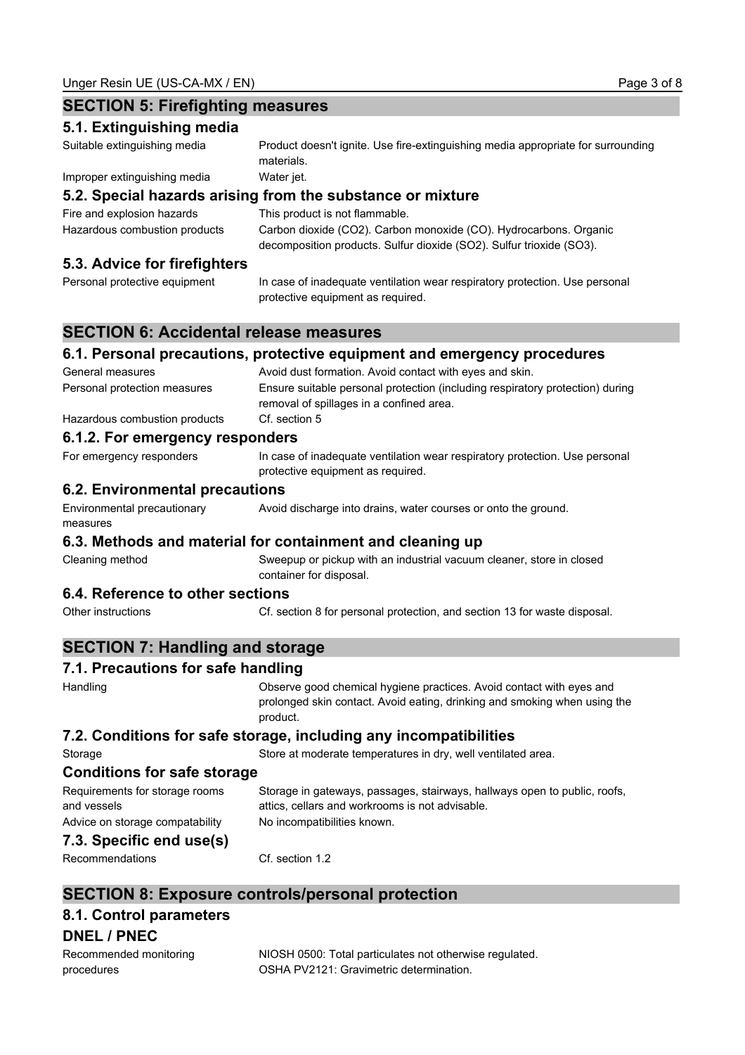## SECTION 5: Firefighting measures

### 5.1. Extinguishing media

| | |
|---|---|
| Suitable extinguishing media | Product doesn't ignite. Use fire-extinguishing media appropriate for surrounding materials. |
| Improper extinguishing media | Water jet. |

### 5.2. Special hazards arising from the substance or mixture

| | |
|---|---|
| Fire and explosion hazards | This product is not flammable. |
| Hazardous combustion products | Carbon dioxide ($CO_2$). Carbon monoxide (CO). Hydrocarbons. Organic decomposition products. Sulfur dioxide ($SO_2$). Sulfur trioxide ($SO_3$). |

### 5.3. Advice for firefighters

| | |
|---|---|
| Personal protective equipment | In case of inadequate ventilation wear respiratory protection. Use personal protective equipment as required. |

## SECTION 6: Accidental release measures

### 6.1. Personal precautions, protective equipment and emergency procedures

| | |
|---|---|
| General measures | Avoid dust formation. Avoid contact with eyes and skin. |
| Personal protection measures | Ensure suitable personal protection (including respiratory protection) during removal of spillages in a confined area. |
| Hazardous combustion products | Cf. section 5 |

### 6.1.2. For emergency responders

| | |
|---|---|
| For emergency responders | In case of inadequate ventilation wear respiratory protection. Use personal protective equipment as required. |

### 6.2. Environmental precautions

| | |
|---|---|
| Environmental precautionary measures | Avoid discharge into drains, water courses or onto the ground. |

### 6.3. Methods and material for containment and cleaning up

| | |
|---|---|
| Cleaning method | Sweepup or pickup with an industrial vacuum cleaner, store in closed container for disposal. |

### 6.4. Reference to other sections

| | |
|---|---|
| Other instructions | Cf. section 8 for personal protection, and section 13 for waste disposal. |

## SECTION 7: Handling and storage

### 7.1. Precautions for safe handling

| | |
|---|---|
| Handling | Observe good chemical hygiene practices. Avoid contact with eyes and prolonged skin contact. Avoid eating, drinking and smoking when using the product. |

### 7.2. Conditions for safe storage, including any incompatibilities

| | |
|---|---|
| Storage | Store at moderate temperatures in dry, well ventilated area. |

### Conditions for safe storage

| | |
|---|---|
| Requirements for storage rooms and vessels | Storage in gateways, passages, stairways, hallways open to public, roofs, attics, cellars and workrooms is not advisable. |
| Advice on storage compatability | No incompatibilities known. |

### 7.3. Specific end use(s)

| | |
|---|---|
| Recommendations | Cf. section 1.2 |

## SECTION 8: Exposure controls/personal protection

### 8.1. Control parameters

### DNEL / PNEC

| | |
|---|---|
| Recommended monitoring procedures | NIOSH 0500: Total particulates not otherwise regulated. OSHA PV2121: Gravimetric determination. |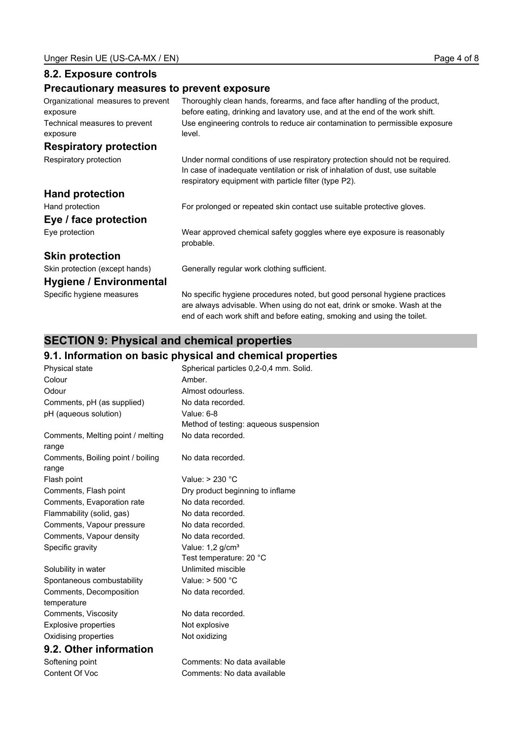## 8.2. Exposure controls

### Precautionary measures to prevent exposure

| | |
|---|---|
| Organizational measures to prevent exposure | Thoroughly clean hands, forearms, and face after handling of the product, before eating, drinking and lavatory use, and at the end of the work shift. |
| Technical measures to prevent exposure | Use engineering controls to reduce air contamination to permissible exposure level. |

### Respiratory protection

| | |
|---|---|
| Respiratory protection | Under normal conditions of use respiratory protection should not be required. In case of inadequate ventilation or risk of inhalation of dust, use suitable respiratory equipment with particle filter (type P2). |

### Hand protection

| | |
|---|---|
| Hand protection | For prolonged or repeated skin contact use suitable protective gloves. |

### Eye / face protection

| | |
|---|---|
| Eye protection | Wear approved chemical safety goggles where eye exposure is reasonably probable. |

### Skin protection

| | |
|---|---|
| Skin protection (except hands) | Generally regular work clothing sufficient. |

### Hygiene / Environmental

| | |
|---|---|
| Specific hygiene measures | No specific hygiene procedures noted, but good personal hygiene practices are always advisable. When using do not eat, drink or smoke. Wash at the end of each work shift and before eating, smoking and using the toilet. |

# SECTION 9: Physical and chemical properties

## 9.1. Information on basic physical and chemical properties

| | |
|---|---|
| Physical state | Spherical particles 0,2-0,4 mm. Solid. |
| Colour | Amber. |
| Odour | Almost odourless. |
| Comments, pH (as supplied) | No data recorded. |
| pH (aqueous solution) | Value: 6-8<br>Method of testing: aqueous suspension |
| Comments, Melting point / melting range | No data recorded. |
| Comments, Boiling point / boiling range | No data recorded. |
| Flash point | Value: > 230 °C |
| Comments, Flash point | Dry product beginning to inflame |
| Comments, Evaporation rate | No data recorded. |
| Flammability (solid, gas) | No data recorded. |
| Comments, Vapour pressure | No data recorded. |
| Comments, Vapour density | No data recorded. |
| Specific gravity | Value: 1,2 g/cm³<br>Test temperature: 20 °C |
| Solubility in water | Unlimited miscible |
| Spontaneous combustability | Value: > 500 °C |
| Comments, Decomposition temperature | No data recorded. |
| Comments, Viscosity | No data recorded. |
| Explosive properties | Not explosive |
| Oxidising properties | Not oxidizing |

## 9.2. Other information

| | |
|---|---|
| Softening point | Comments: No data available |
| Content Of Voc | Comments: No data available |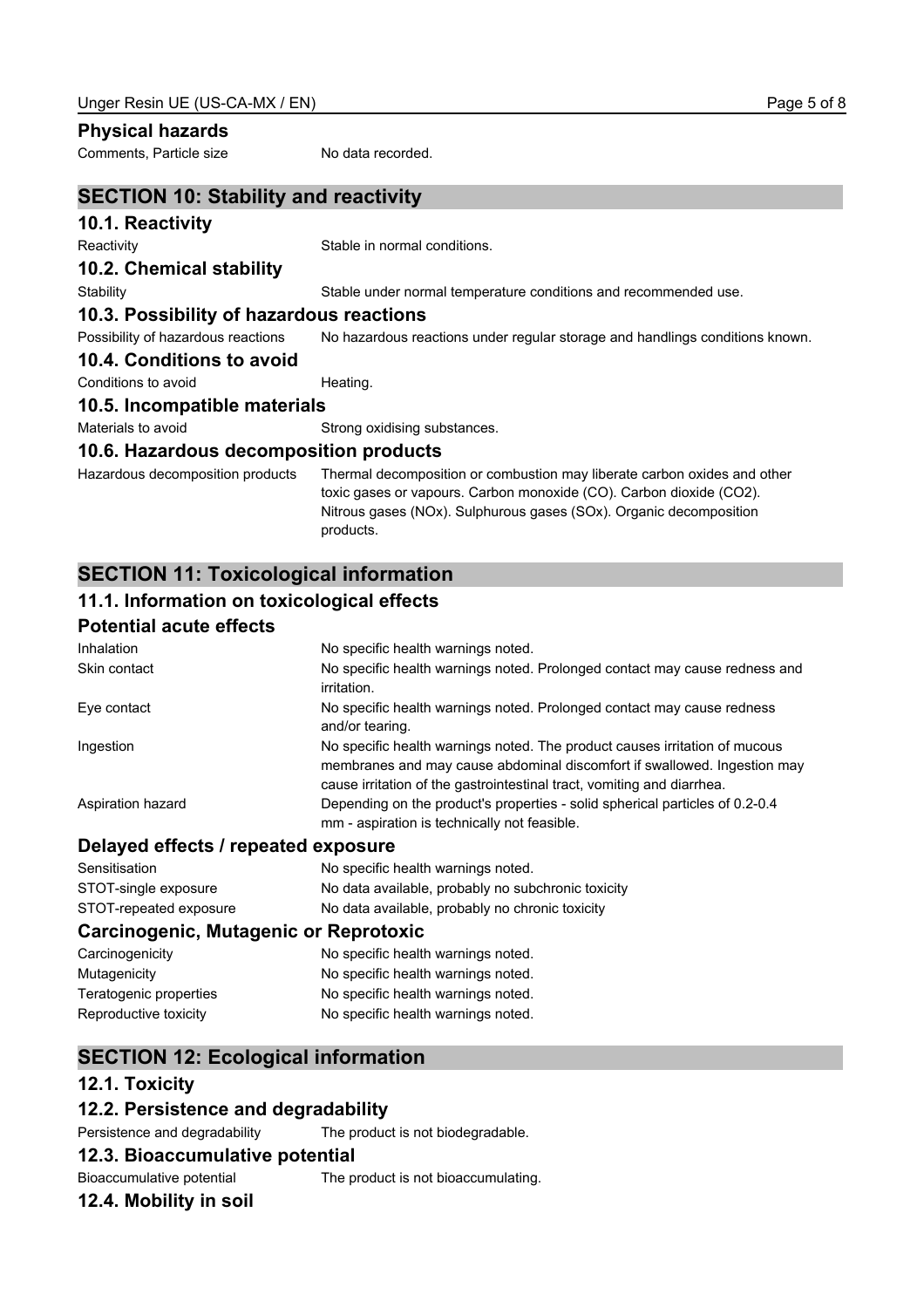### Physical hazards

| | |
|---|---|
| Comments, Particle size | No data recorded. |

## SECTION 10: Stability and reactivity

### 10.1. Reactivity

| | |
|---|---|
| Reactivity | Stable in normal conditions. |

### 10.2. Chemical stability

| | |
|---|---|
| Stability | Stable under normal temperature conditions and recommended use. |

### 10.3. Possibility of hazardous reactions

| | |
|---|---|
| Possibility of hazardous reactions | No hazardous reactions under regular storage and handlings conditions known. |

### 10.4. Conditions to avoid

| | |
|---|---|
| Conditions to avoid | Heating. |

### 10.5. Incompatible materials

| | |
|---|---|
| Materials to avoid | Strong oxidising substances. |

### 10.6. Hazardous decomposition products

| | |
|---|---|
| Hazardous decomposition products | Thermal decomposition or combustion may liberate carbon oxides and other toxic gases or vapours. Carbon monoxide (CO). Carbon dioxide ($CO_2$). Nitrous gases ($NO_x$). Sulphurous gases ($SO_x$). Organic decomposition products. |

## SECTION 11: Toxicological information

### 11.1. Information on toxicological effects

### Potential acute effects

| | |
|---|---|
| Inhalation | No specific health warnings noted. |
| Skin contact | No specific health warnings noted. Prolonged contact may cause redness and irritation. |
| Eye contact | No specific health warnings noted. Prolonged contact may cause redness and/or tearing. |
| Ingestion | No specific health warnings noted. The product causes irritation of mucous membranes and may cause abdominal discomfort if swallowed. Ingestion may cause irritation of the gastrointestinal tract, vomiting and diarrhea. |
| Aspiration hazard | Depending on the product's properties - solid spherical particles of 0.2-0.4 mm - aspiration is technically not feasible. |

### Delayed effects / repeated exposure

| | |
|---|---|
| Sensitisation | No specific health warnings noted. |
| STOT-single exposure | No data available, probably no subchronic toxicity |
| STOT-repeated exposure | No data available, probably no chronic toxicity |

### Carcinogenic, Mutagenic or Reprotoxic

| | |
|---|---|
| Carcinogenicity | No specific health warnings noted. |
| Mutagenicity | No specific health warnings noted. |
| Teratogenic properties | No specific health warnings noted. |
| Reproductive toxicity | No specific health warnings noted. |

## SECTION 12: Ecological information

### 12.1. Toxicity

### 12.2. Persistence and degradability

| | |
|---|---|
| Persistence and degradability | The product is not biodegradable. |

### 12.3. Bioaccumulative potential

| | |
|---|---|
| Bioaccumulative potential | The product is not bioaccumulating. |

### 12.4. Mobility in soil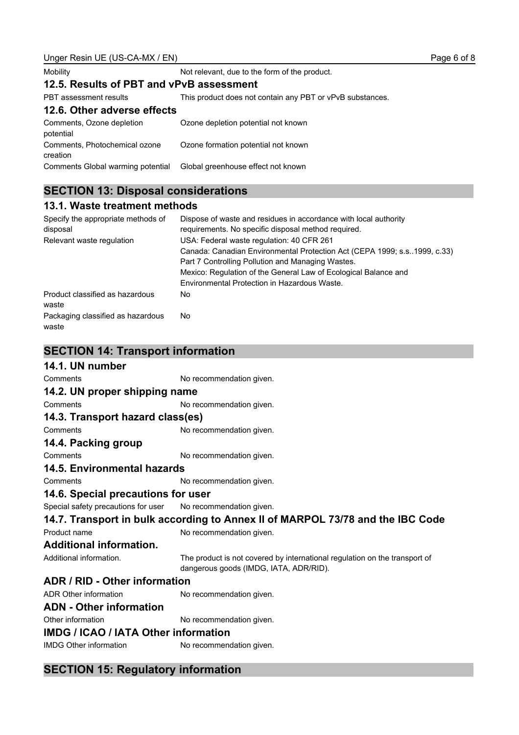| | |
|---|---|
| Mobility | Not relevant, due to the form of the product. |

### 12.5. Results of PBT and vPvB assessment

| | |
|---|---|
| PBT assessment results | This product does not contain any PBT or vPvB substances. |

### 12.6. Other adverse effects

| | |
|---|---|
| Comments, Ozone depletion potential | Ozone depletion potential not known |
| Comments, Photochemical ozone creation | Ozone formation potential not known |
| Comments Global warming potential | Global greenhouse effect not known |

## SECTION 13: Disposal considerations

### 13.1. Waste treatment methods

| | |
|---|---|
| Specify the appropriate methods of disposal | Dispose of waste and residues in accordance with local authority requirements. No specific disposal method required. |
| Relevant waste regulation | USA: Federal waste regulation: 40 CFR 261<br>Canada: Canadian Environmental Protection Act (CEPA 1999; s.s..1999, c.33) Part 7 Controlling Pollution and Managing Wastes.<br>Mexico: Regulation of the General Law of Ecological Balance and Environmental Protection in Hazardous Waste. |
| Product classified as hazardous waste | No |
| Packaging classified as hazardous waste | No |

## SECTION 14: Transport information

### 14.1. UN number

| | |
|---|---|
| Comments | No recommendation given. |

### 14.2. UN proper shipping name

| | |
|---|---|
| Comments | No recommendation given. |

### 14.3. Transport hazard class(es)

| | |
|---|---|
| Comments | No recommendation given. |

### 14.4. Packing group

| | |
|---|---|
| Comments | No recommendation given. |

### 14.5. Environmental hazards

| | |
|---|---|
| Comments | No recommendation given. |

### 14.6. Special precautions for user

| | |
|---|---|
| Special safety precautions for user | No recommendation given. |

### 14.7. Transport in bulk according to Annex II of MARPOL 73/78 and the IBC Code

| | |
|---|---|
| Product name | No recommendation given. |

### Additional information.

| | |
|---|---|
| Additional information. | The product is not covered by international regulation on the transport of dangerous goods (IMDG, IATA, ADR/RID). |

### ADR / RID - Other information

| | |
|---|---|
| ADR Other information | No recommendation given. |

### ADN - Other information

| | |
|---|---|
| Other information | No recommendation given. |

### IMDG / ICAO / IATA Other information

| | |
|---|---|
| IMDG Other information | No recommendation given. |

## SECTION 15: Regulatory information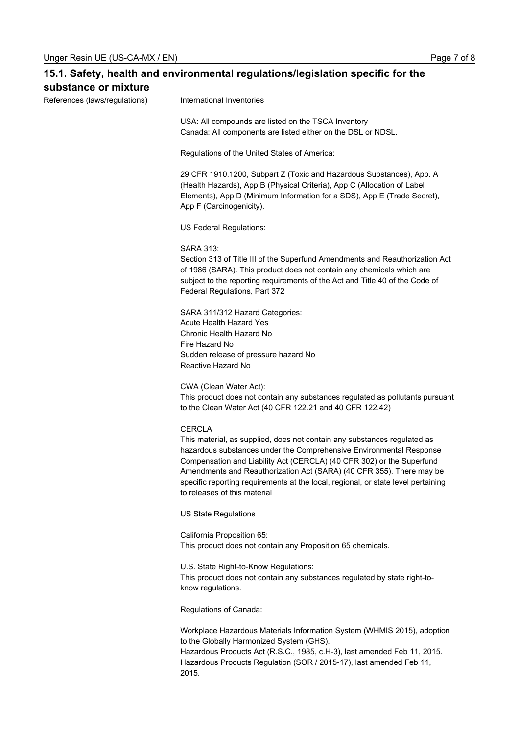## 15.1. Safety, health and environmental regulations/legislation specific for the substance or mixture

References (laws/regulations)

International Inventories

USA: All compounds are listed on the TSCA Inventory
Canada: All components are listed either on the DSL or NDSL.

Regulations of the United States of America:

29 CFR 1910.1200, Subpart Z (Toxic and Hazardous Substances), App. A (Health Hazards), App B (Physical Criteria), App C (Allocation of Label Elements), App D (Minimum Information for a SDS), App E (Trade Secret), App F (Carcinogenicity).

US Federal Regulations:

SARA 313:
Section 313 of Title III of the Superfund Amendments and Reauthorization Act of 1986 (SARA). This product does not contain any chemicals which are subject to the reporting requirements of the Act and Title 40 of the Code of Federal Regulations, Part 372

SARA 311/312 Hazard Categories:
Acute Health Hazard Yes
Chronic Health Hazard No
Fire Hazard No
Sudden release of pressure hazard No
Reactive Hazard No

CWA (Clean Water Act):
This product does not contain any substances regulated as pollutants pursuant to the Clean Water Act (40 CFR 122.21 and 40 CFR 122.42)

CERCLA
This material, as supplied, does not contain any substances regulated as hazardous substances under the Comprehensive Environmental Response Compensation and Liability Act (CERCLA) (40 CFR 302) or the Superfund Amendments and Reauthorization Act (SARA) (40 CFR 355). There may be specific reporting requirements at the local, regional, or state level pertaining to releases of this material

US State Regulations

California Proposition 65:
This product does not contain any Proposition 65 chemicals.

U.S. State Right-to-Know Regulations:
This product does not contain any substances regulated by state right-to-know regulations.

Regulations of Canada:

Workplace Hazardous Materials Information System (WHMIS 2015), adoption to the Globally Harmonized System (GHS).
Hazardous Products Act (R.S.C., 1985, c.H-3), last amended Feb 11, 2015.
Hazardous Products Regulation (SOR / 2015-17), last amended Feb 11, 2015.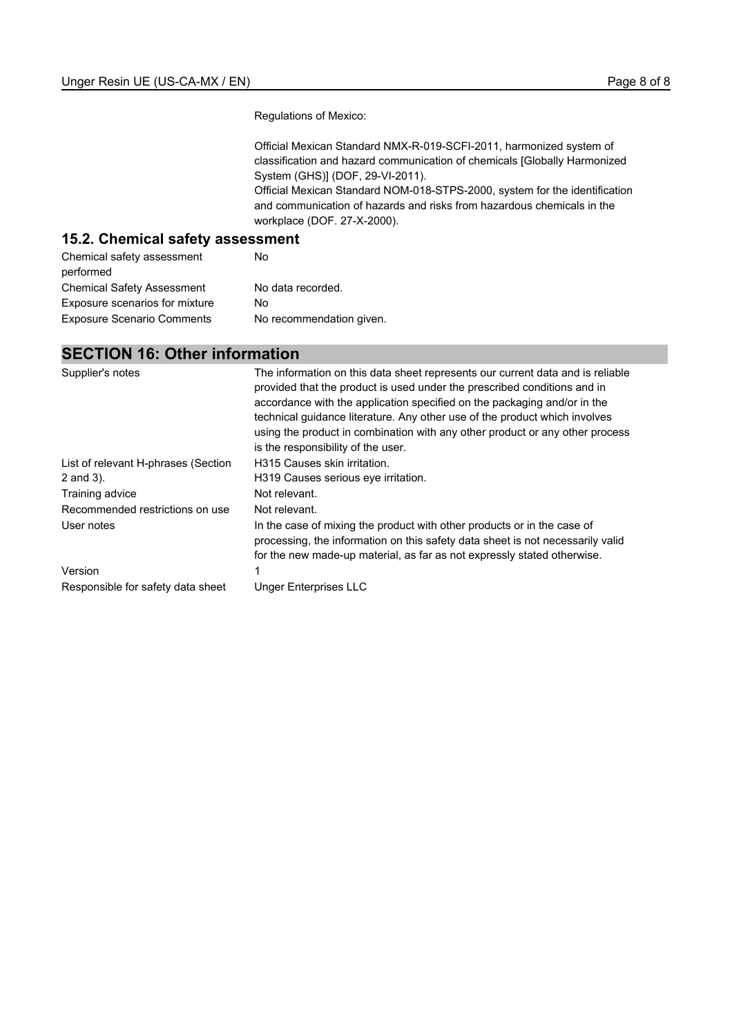Regulations of Mexico:

Official Mexican Standard NMX-R-019-SCFI-2011, harmonized system of classification and hazard communication of chemicals [Globally Harmonized System (GHS)] (DOF, 29-VI-2011).
Official Mexican Standard NOM-018-STPS-2000, system for the identification and communication of hazards and risks from hazardous chemicals in the workplace (DOF. 27-X-2000).

### 15.2. Chemical safety assessment

| | |
|---|---|
| Chemical safety assessment performed | No |
| Chemical Safety Assessment | No data recorded. |
| Exposure scenarios for mixture | No |
| Exposure Scenario Comments | No recommendation given. |

## SECTION 16: Other information

| | |
|---|---|
| Supplier's notes | The information on this data sheet represents our current data and is reliable provided that the product is used under the prescribed conditions and in accordance with the application specified on the packaging and/or in the technical guidance literature. Any other use of the product which involves using the product in combination with any other product or any other process is the responsibility of the user. |
| List of relevant H-phrases (Section 2 and 3). | H315 Causes skin irritation.<br>H319 Causes serious eye irritation. |
| Training advice | Not relevant. |
| Recommended restrictions on use | Not relevant. |
| User notes | In the case of mixing the product with other products or in the case of processing, the information on this safety data sheet is not necessarily valid for the new made-up material, as far as not expressly stated otherwise. |
| Version | 1 |
| Responsible for safety data sheet | Unger Enterprises LLC |